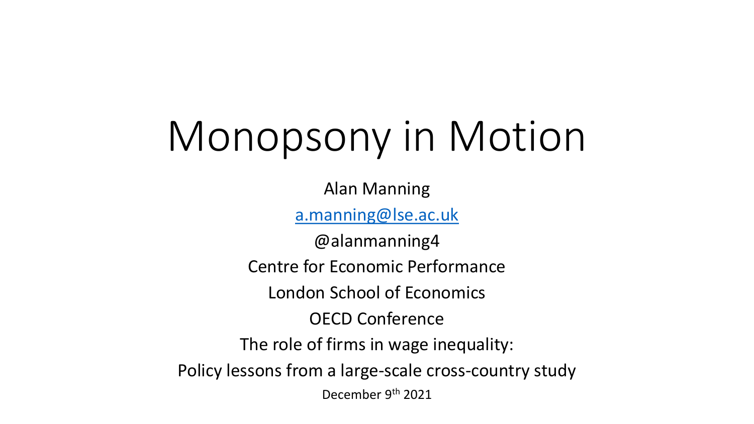# Monopsony in Motion

Alan Manning

a.manning@lse.ac.uk

@alanmanning4

Centre for Economic Performance

London School of Economics

OECD Conference

The role of firms in wage inequality:

Policy lessons from a large-scale cross-country study

December 9th 2021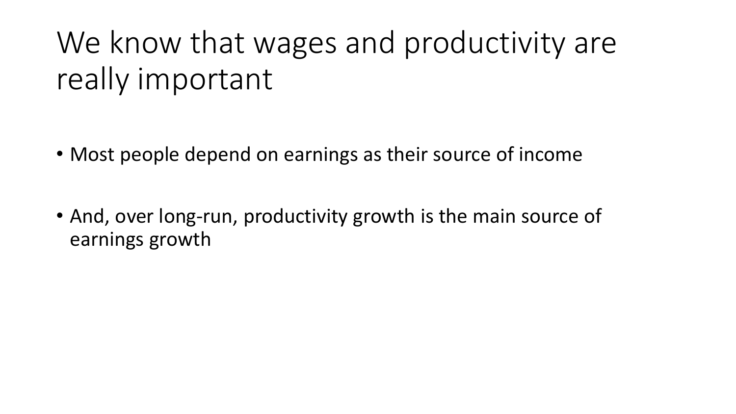# We know that wages and productivity are really important

- Most people depend on earnings as their source of income
- And, over long-run, productivity growth is the main source of earnings growth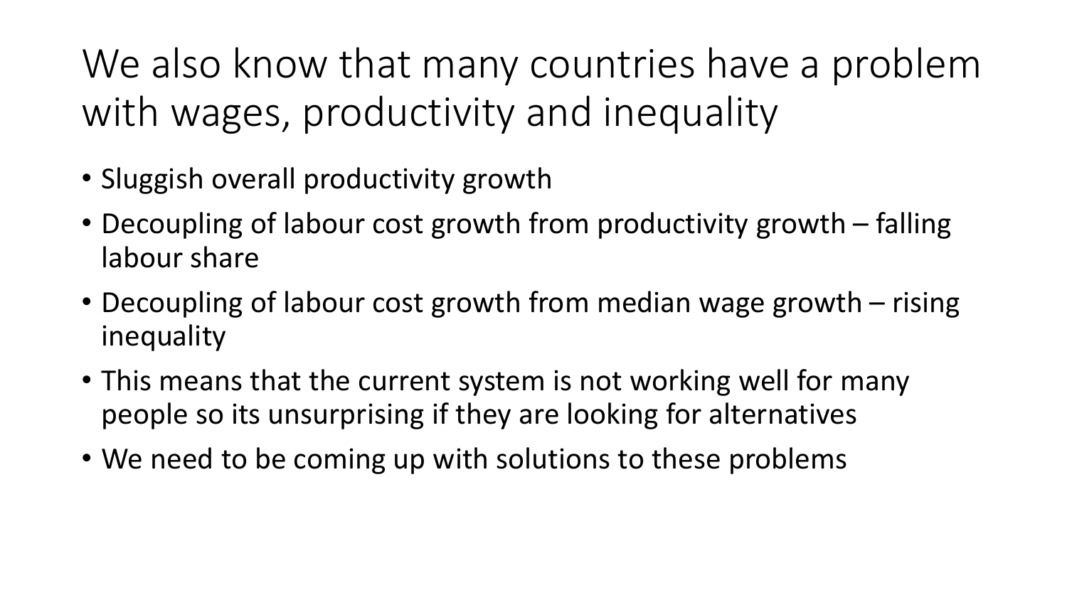# We also know that many countries have a problem with wages, productivity and inequality

- Sluggish overall productivity growth
- Decoupling of labour cost growth from productivity growth – falling labour share
- Decoupling of labour cost growth from median wage growth – rising inequality
- This means that the current system is not working well for many people so its unsurprising if they are looking for alternatives
- We need to be coming up with solutions to these problems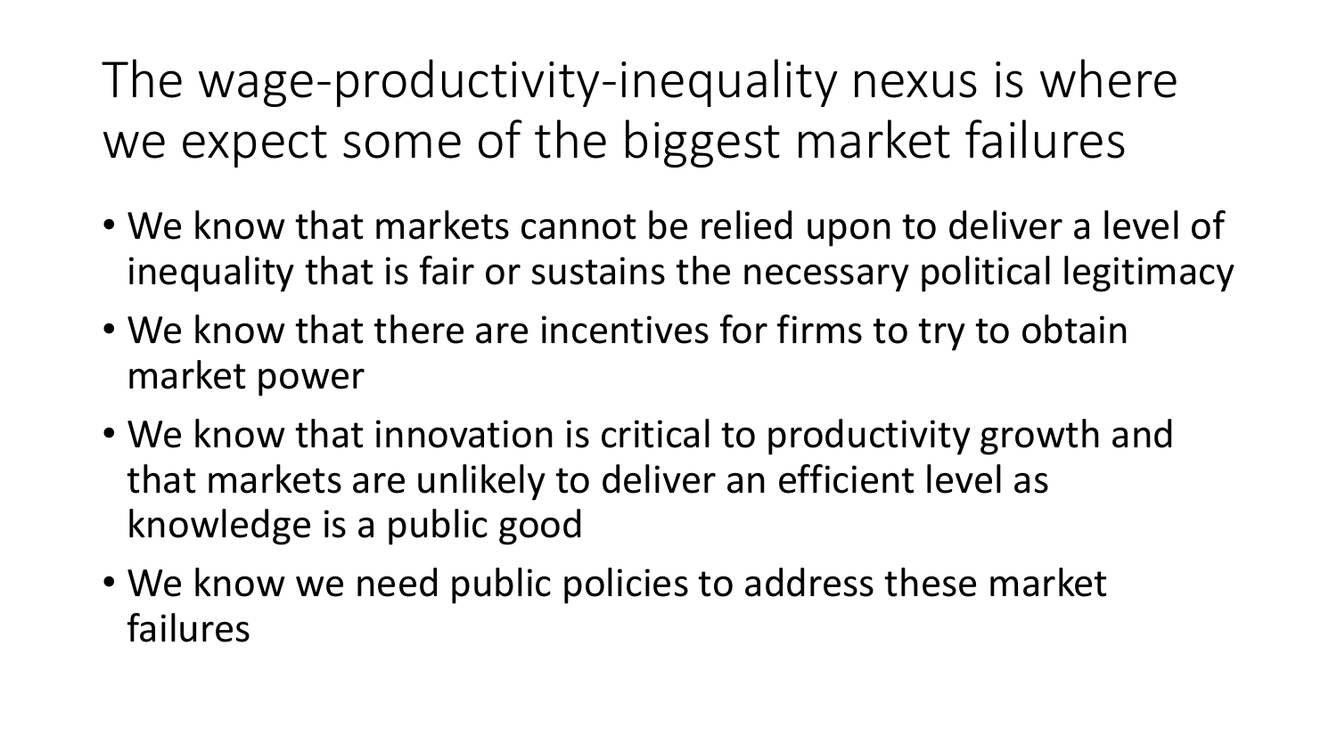# The wage-productivity-inequality nexus is where we expect some of the biggest market failures

- We know that markets cannot be relied upon to deliver a level of inequality that is fair or sustains the necessary political legitimacy
- We know that there are incentives for firms to try to obtain market power
- We know that innovation is critical to productivity growth and that markets are unlikely to deliver an efficient level as knowledge is a public good
- We know we need public policies to address these market failures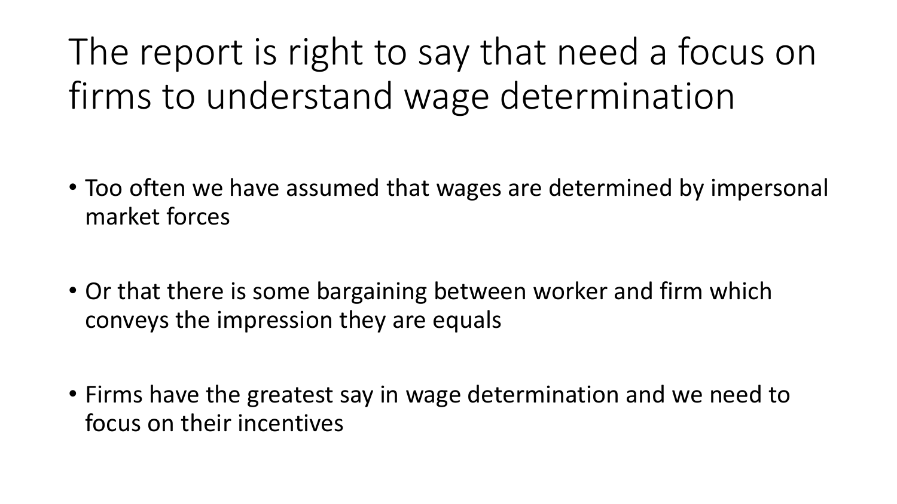# The report is right to say that need a focus on firms to understand wage determination

- Too often we have assumed that wages are determined by impersonal market forces
- Or that there is some bargaining between worker and firm which conveys the impression they are equals
- Firms have the greatest say in wage determination and we need to focus on their incentives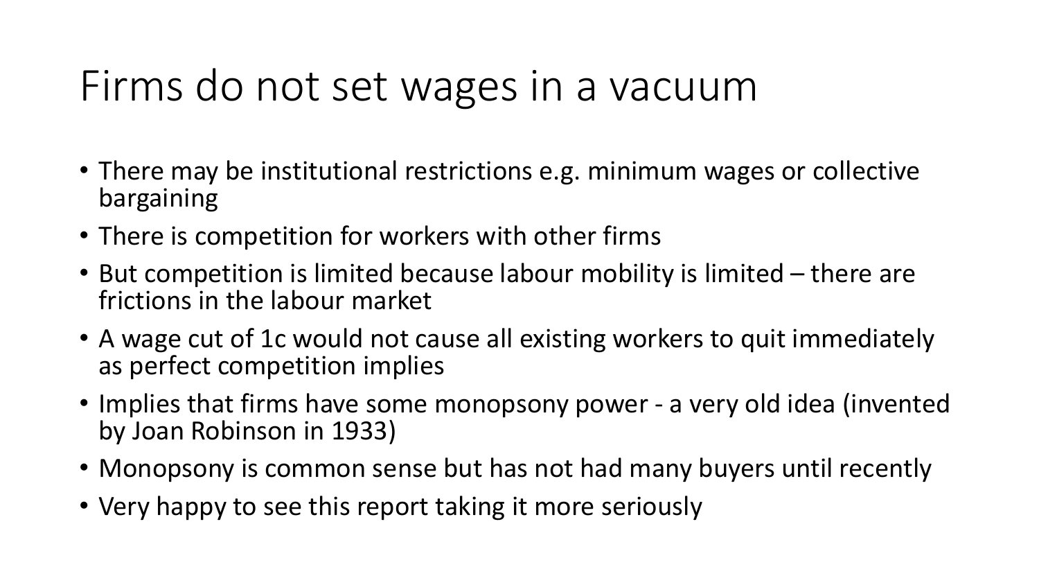# Firms do not set wages in a vacuum

- There may be institutional restrictions e.g. minimum wages or collective bargaining
- There is competition for workers with other firms
- But competition is limited because labour mobility is limited – there are frictions in the labour market
- A wage cut of 1c would not cause all existing workers to quit immediately as perfect competition implies
- Implies that firms have some monopsony power - a very old idea (invented by Joan Robinson in 1933)
- Monopsony is common sense but has not had many buyers until recently
- Very happy to see this report taking it more seriously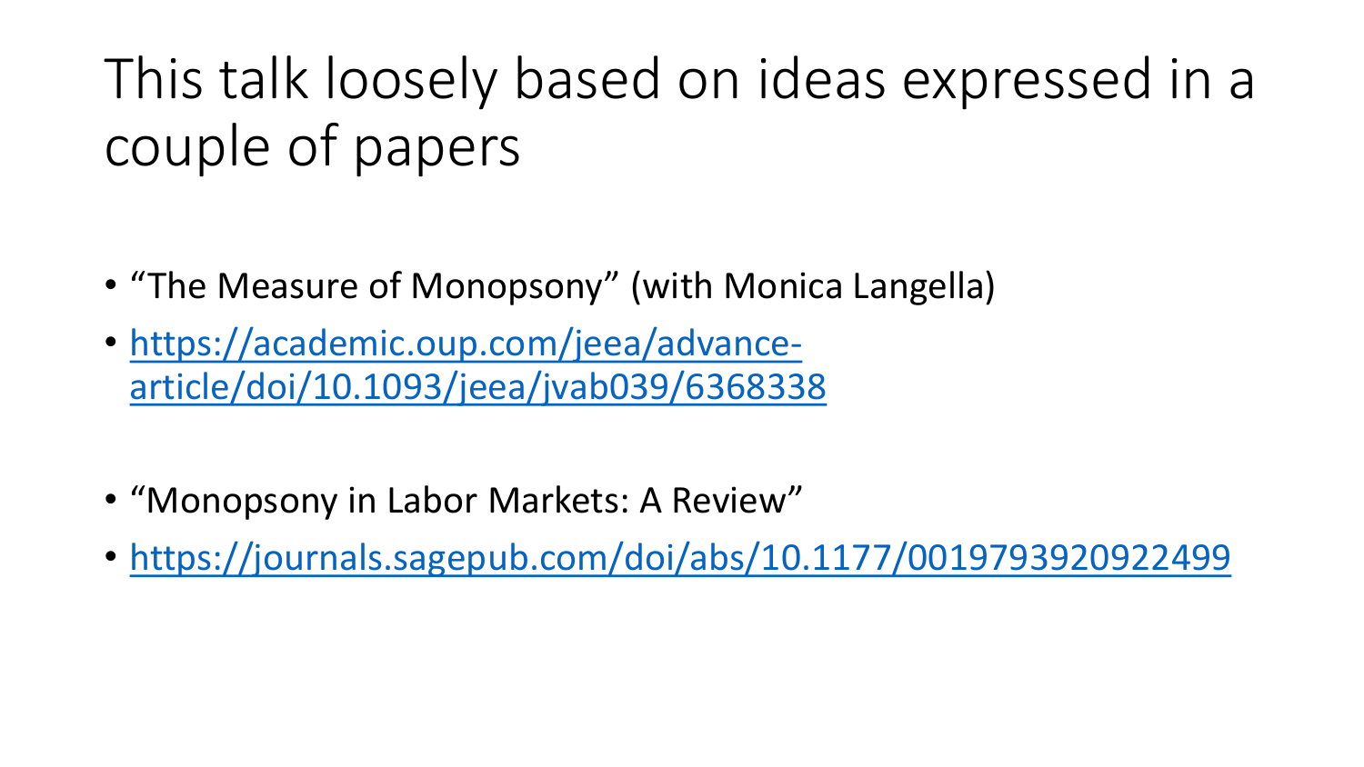# This talk loosely based on ideas expressed in a couple of papers

- "The Measure of Monopsony" (with Monica Langella)
- https://academic.oup.com/jeea/advance-article/doi/10.1093/jeea/jvab039/6368338

- "Monopsony in Labor Markets: A Review"
- https://journals.sagepub.com/doi/abs/10.1177/0019793920922499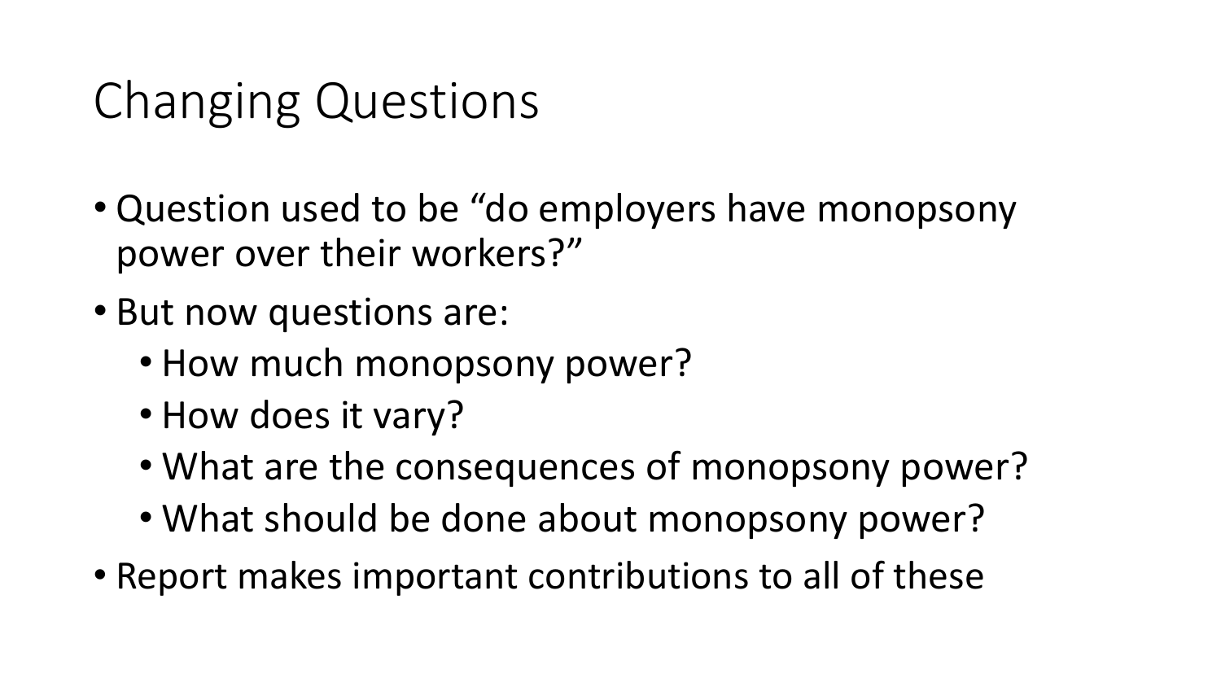# Changing Questions

- Question used to be "do employers have monopsony power over their workers?"
- But now questions are:
  - How much monopsony power?
  - How does it vary?
  - What are the consequences of monopsony power?
  - What should be done about monopsony power?
- Report makes important contributions to all of these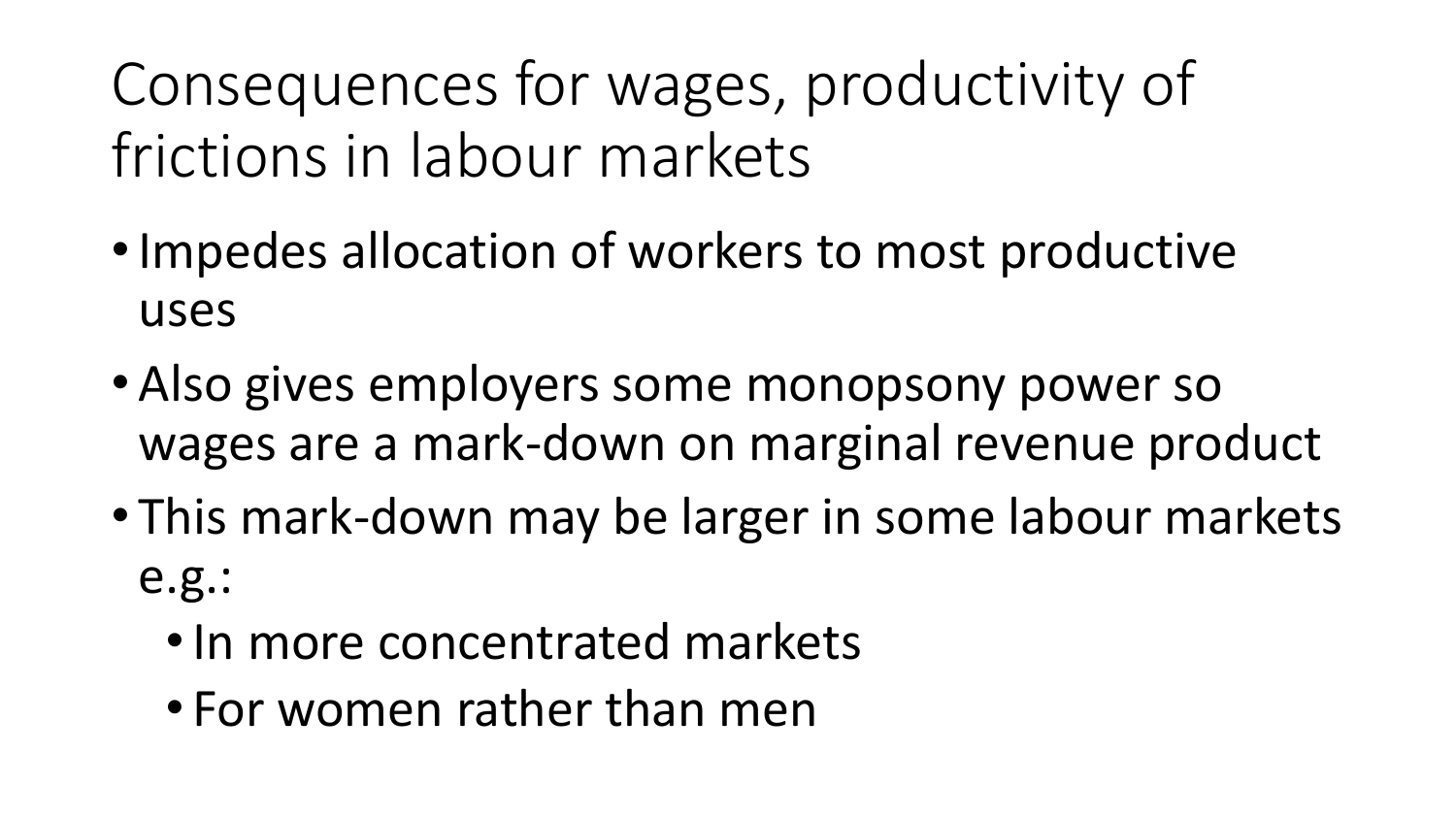# Consequences for wages, productivity of frictions in labour markets

- Impedes allocation of workers to most productive uses
- Also gives employers some monopsony power so wages are a mark-down on marginal revenue product
- This mark-down may be larger in some labour markets e.g.:
  - In more concentrated markets
  - For women rather than men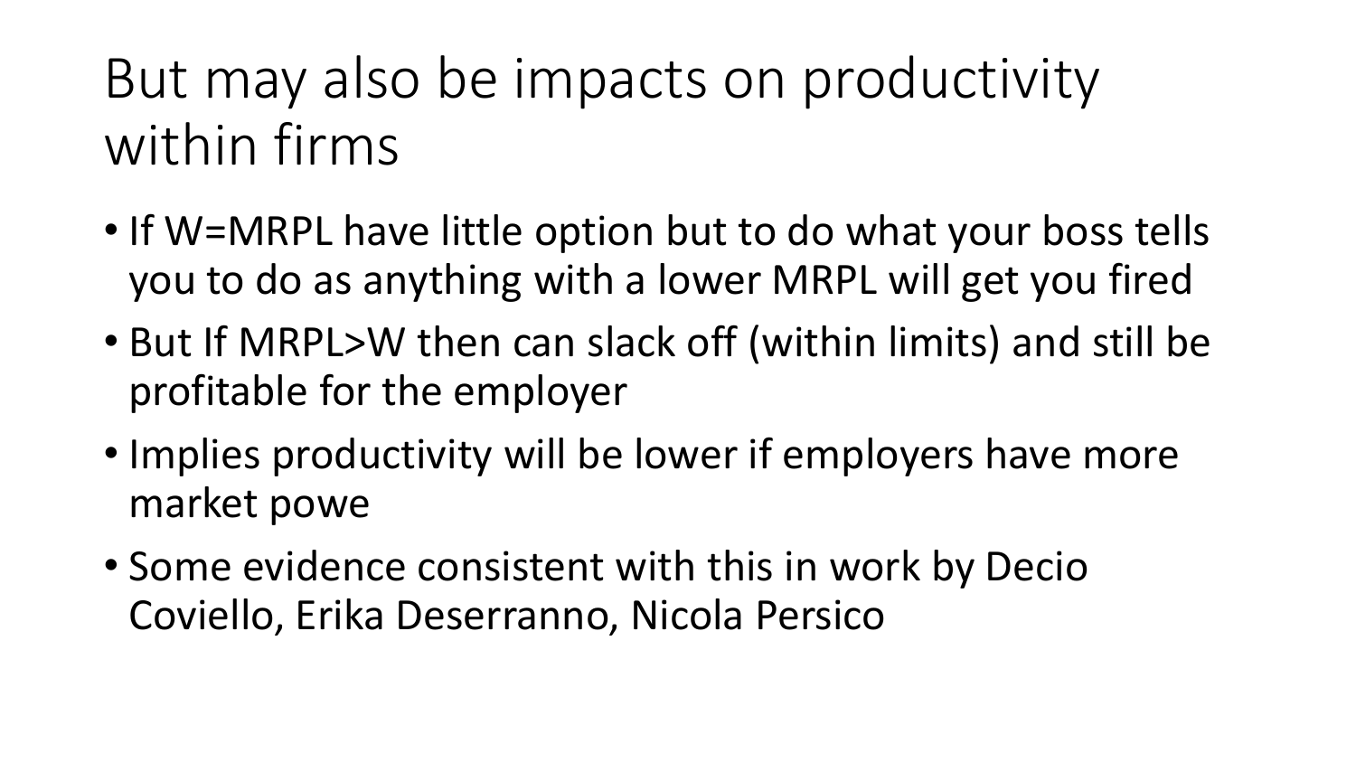# But may also be impacts on productivity within firms

- If W=MRPL have little option but to do what your boss tells you to do as anything with a lower MRPL will get you fired
- But If MRPL>W then can slack off (within limits) and still be profitable for the employer
- Implies productivity will be lower if employers have more market powe
- Some evidence consistent with this in work by Decio Coviello, Erika Deserranno, Nicola Persico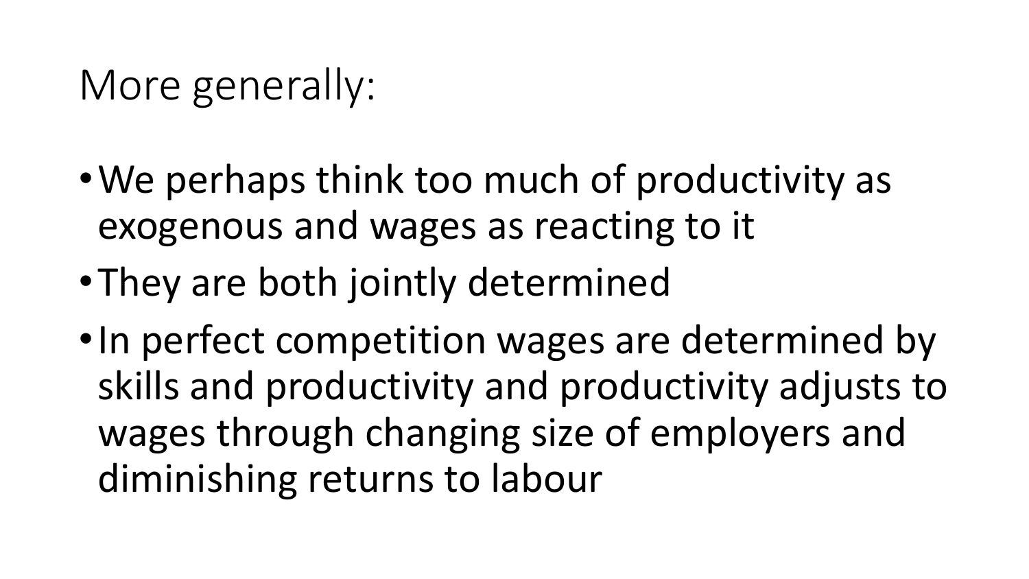# More generally:

- We perhaps think too much of productivity as exogenous and wages as reacting to it
- They are both jointly determined
- In perfect competition wages are determined by skills and productivity and productivity adjusts to wages through changing size of employers and diminishing returns to labour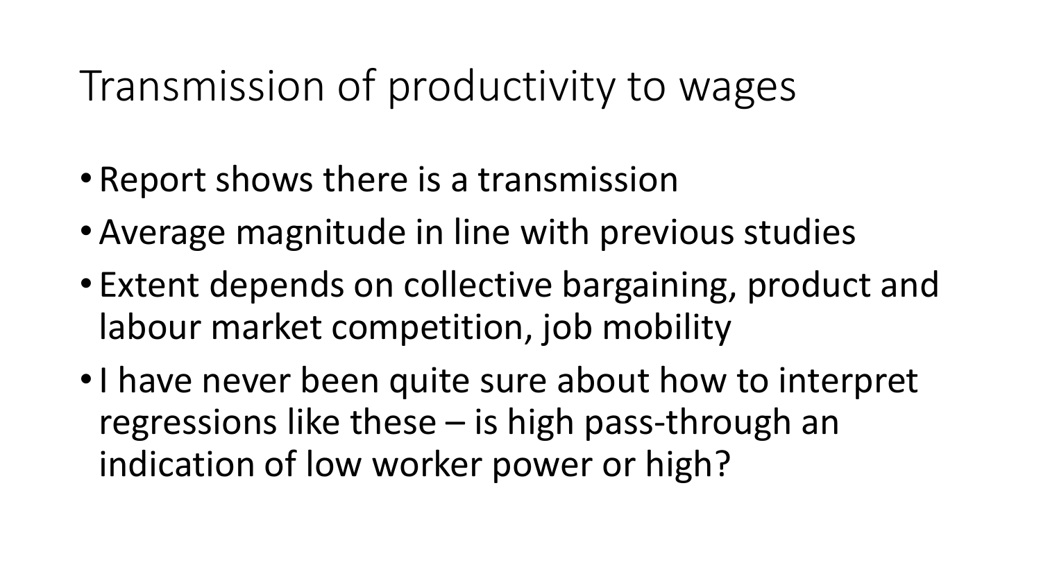# Transmission of productivity to wages

- Report shows there is a transmission
- Average magnitude in line with previous studies
- Extent depends on collective bargaining, product and labour market competition, job mobility
- I have never been quite sure about how to interpret regressions like these – is high pass-through an indication of low worker power or high?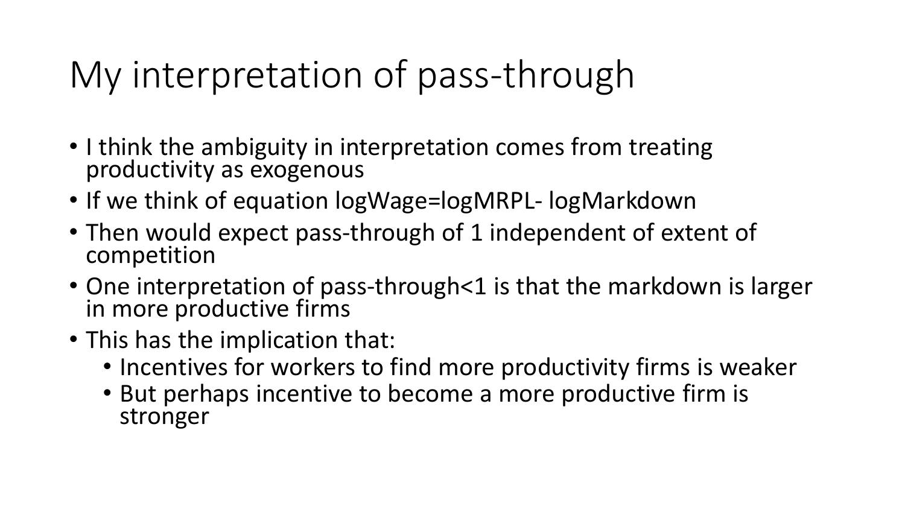# My interpretation of pass-through

- I think the ambiguity in interpretation comes from treating productivity as exogenous
- If we think of equation logWage=logMRPL- logMarkdown
- Then would expect pass-through of 1 independent of extent of competition
- One interpretation of pass-through<1 is that the markdown is larger in more productive firms
- This has the implication that:
  - Incentives for workers to find more productivity firms is weaker
  - But perhaps incentive to become a more productive firm is stronger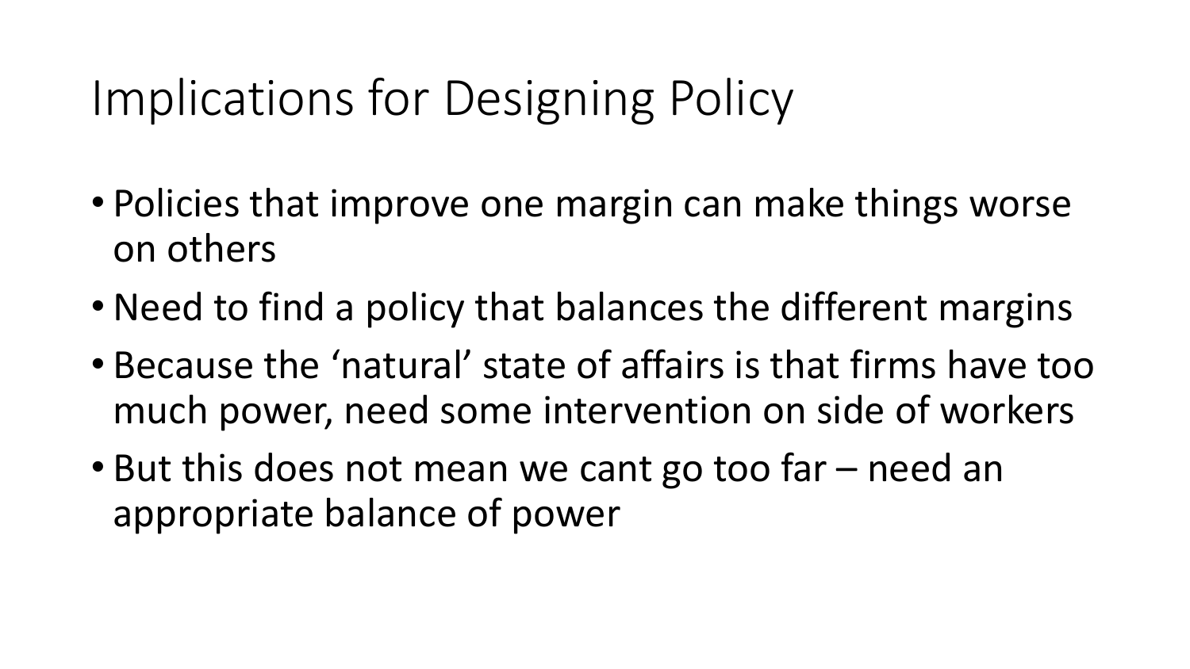# Implications for Designing Policy

- Policies that improve one margin can make things worse on others
- Need to find a policy that balances the different margins
- Because the 'natural' state of affairs is that firms have too much power, need some intervention on side of workers
- But this does not mean we cant go too far – need an appropriate balance of power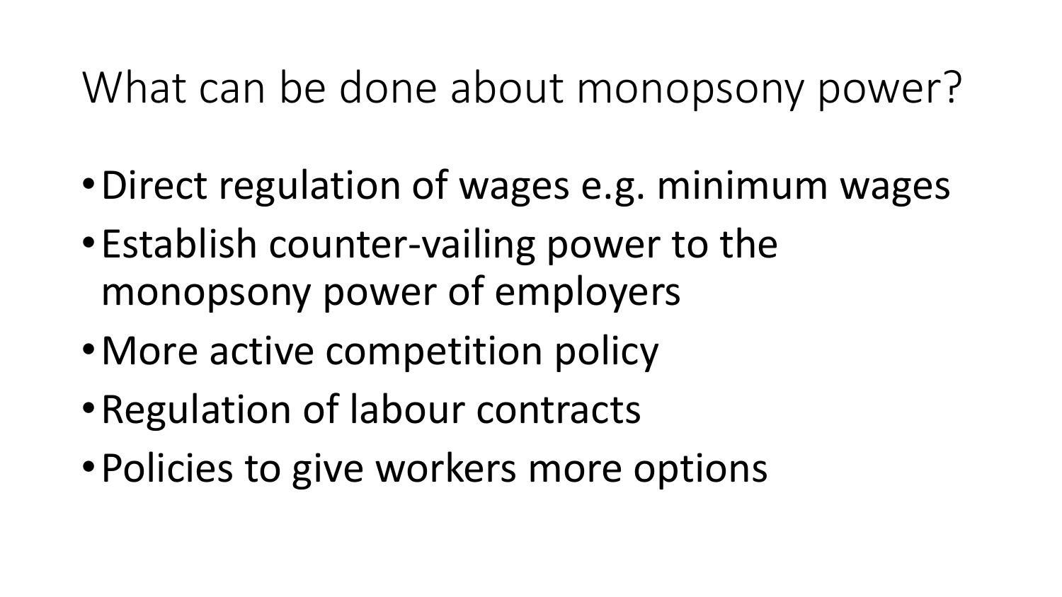# What can be done about monopsony power?

- Direct regulation of wages e.g. minimum wages
- Establish counter-vailing power to the monopsony power of employers
- More active competition policy
- Regulation of labour contracts
- Policies to give workers more options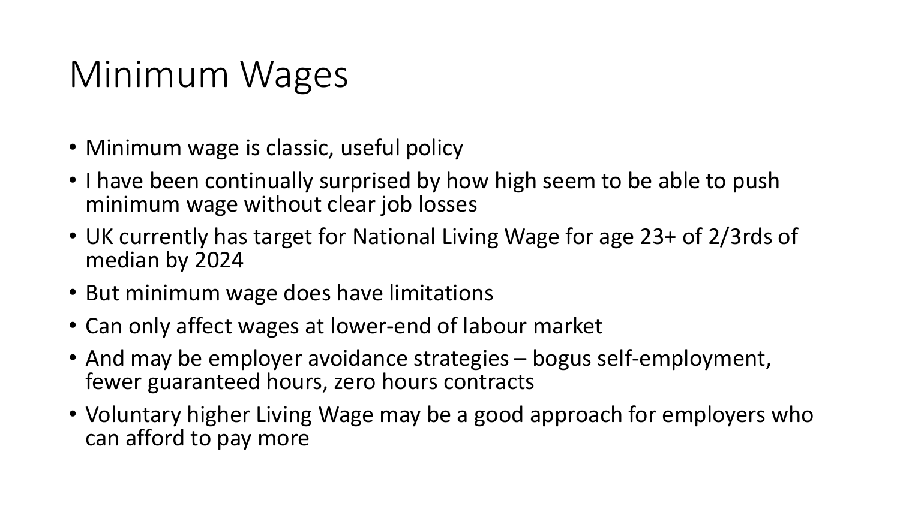# Minimum Wages

- Minimum wage is classic, useful policy
- I have been continually surprised by how high seem to be able to push minimum wage without clear job losses
- UK currently has target for National Living Wage for age 23+ of 2/3rds of median by 2024
- But minimum wage does have limitations
- Can only affect wages at lower-end of labour market
- And may be employer avoidance strategies – bogus self-employment, fewer guaranteed hours, zero hours contracts
- Voluntary higher Living Wage may be a good approach for employers who can afford to pay more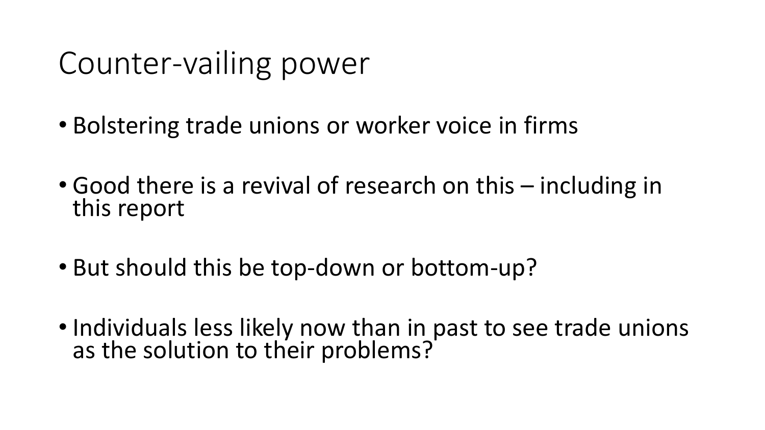# Counter-vailing power

- Bolstering trade unions or worker voice in firms
- Good there is a revival of research on this – including in this report
- But should this be top-down or bottom-up?
- Individuals less likely now than in past to see trade unions as the solution to their problems?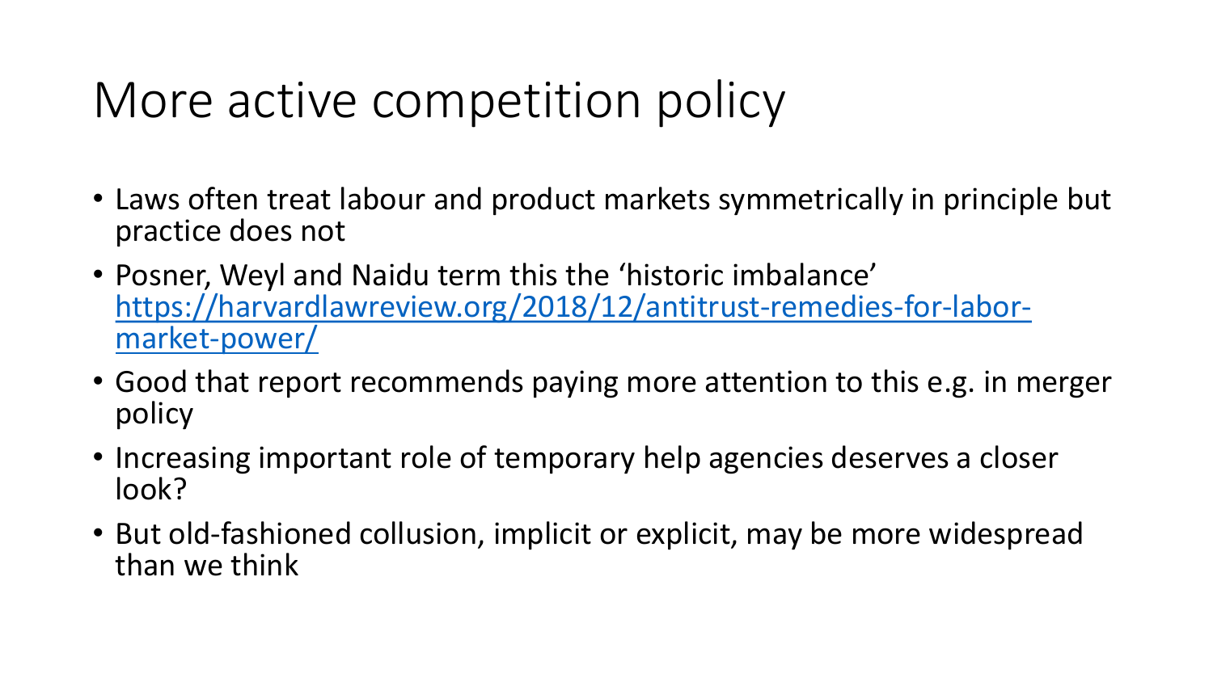# More active competition policy

- Laws often treat labour and product markets symmetrically in principle but practice does not
- Posner, Weyl and Naidu term this the 'historic imbalance' [https://harvardlawreview.org/2018/12/antitrust-remedies-for-labor-market-power/](https://harvardlawreview.org/2018/12/antitrust-remedies-for-labor-market-power/)
- Good that report recommends paying more attention to this e.g. in merger policy
- Increasing important role of temporary help agencies deserves a closer look?
- But old-fashioned collusion, implicit or explicit, may be more widespread than we think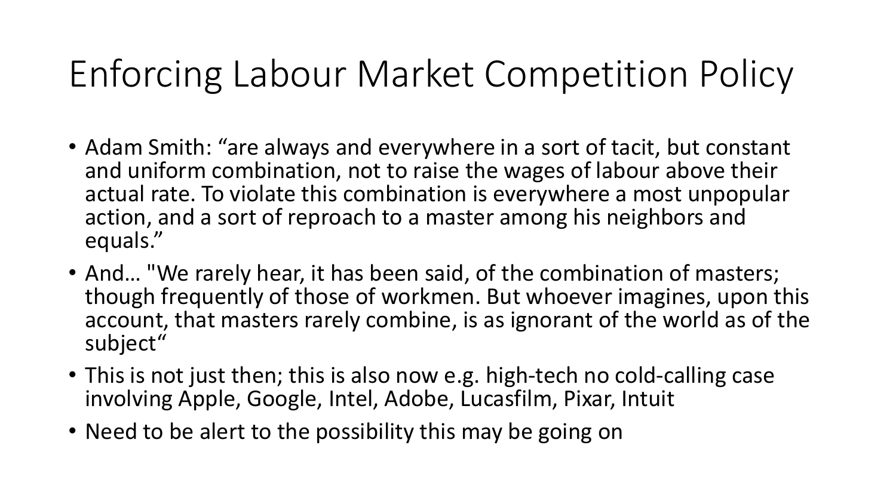# Enforcing Labour Market Competition Policy

- Adam Smith: “are always and everywhere in a sort of tacit, but constant and uniform combination, not to raise the wages of labour above their actual rate. To violate this combination is everywhere a most unpopular action, and a sort of reproach to a master among his neighbors and equals.”
- And… "We rarely hear, it has been said, of the combination of masters; though frequently of those of workmen. But whoever imagines, upon this account, that masters rarely combine, is as ignorant of the world as of the subject“
- This is not just then; this is also now e.g. high-tech no cold-calling case involving Apple, Google, Intel, Adobe, Lucasfilm, Pixar, Intuit
- Need to be alert to the possibility this may be going on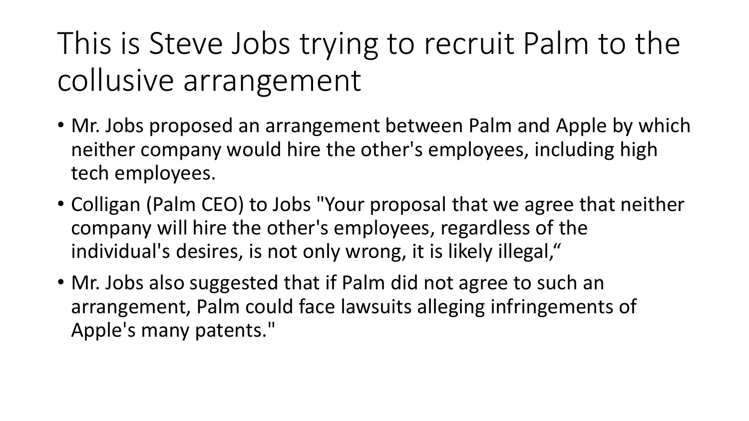# This is Steve Jobs trying to recruit Palm to the collusive arrangement

- Mr. Jobs proposed an arrangement between Palm and Apple by which neither company would hire the other's employees, including high tech employees.
- Colligan (Palm CEO) to Jobs "Your proposal that we agree that neither company will hire the other's employees, regardless of the individual's desires, is not only wrong, it is likely illegal,“
- Mr. Jobs also suggested that if Palm did not agree to such an arrangement, Palm could face lawsuits alleging infringements of Apple's many patents."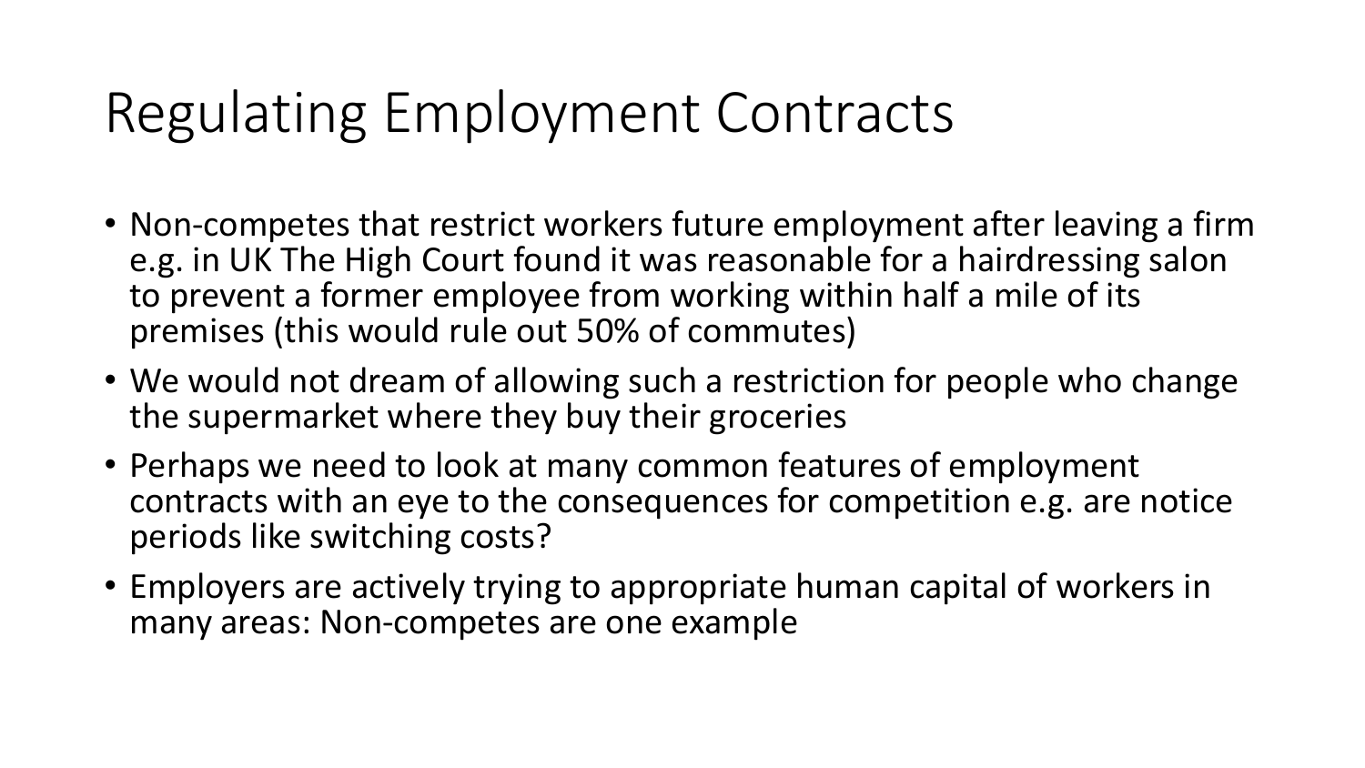# Regulating Employment Contracts

- Non-competes that restrict workers future employment after leaving a firm e.g. in UK The High Court found it was reasonable for a hairdressing salon to prevent a former employee from working within half a mile of its premises (this would rule out 50% of commutes)
- We would not dream of allowing such a restriction for people who change the supermarket where they buy their groceries
- Perhaps we need to look at many common features of employment contracts with an eye to the consequences for competition e.g. are notice periods like switching costs?
- Employers are actively trying to appropriate human capital of workers in many areas: Non-competes are one example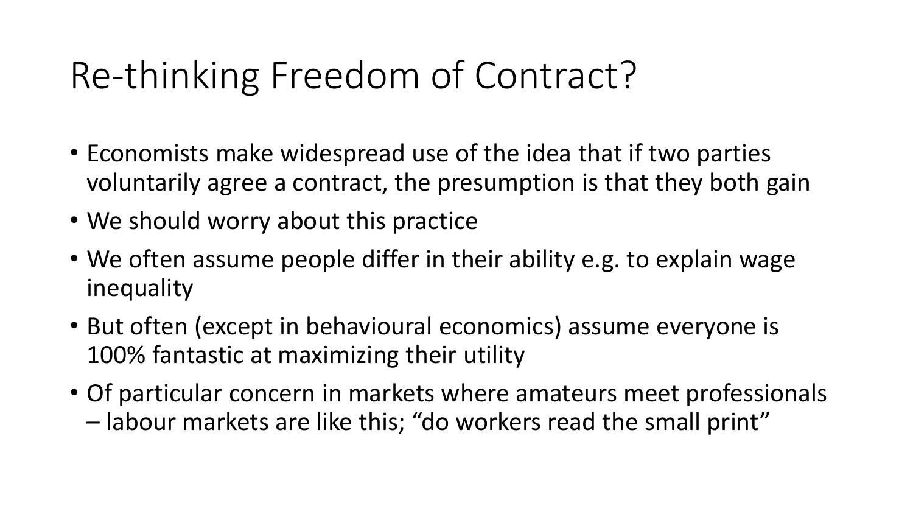# Re-thinking Freedom of Contract?

- Economists make widespread use of the idea that if two parties voluntarily agree a contract, the presumption is that they both gain
- We should worry about this practice
- We often assume people differ in their ability e.g. to explain wage inequality
- But often (except in behavioural economics) assume everyone is 100% fantastic at maximizing their utility
- Of particular concern in markets where amateurs meet professionals – labour markets are like this; "do workers read the small print"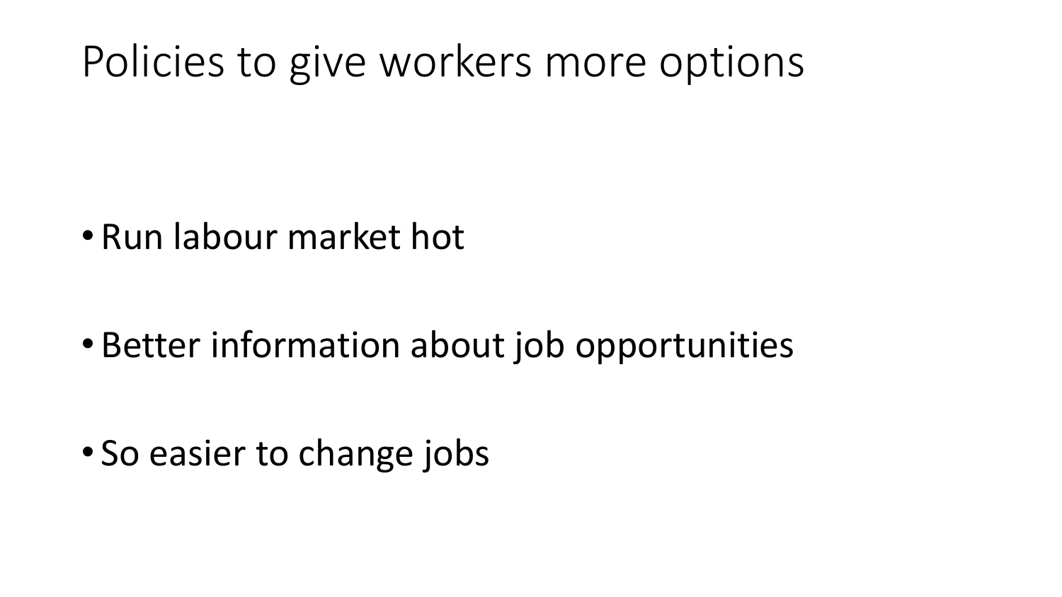# Policies to give workers more options

- Run labour market hot
- Better information about job opportunities
- So easier to change jobs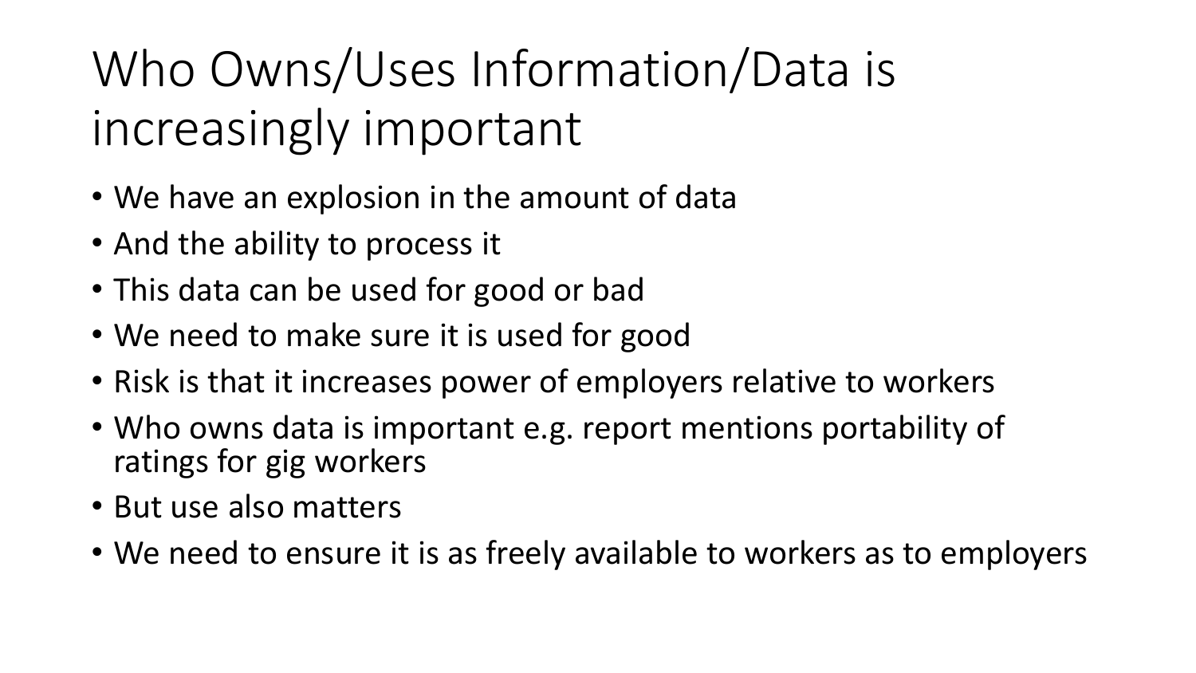# Who Owns/Uses Information/Data is increasingly important

- We have an explosion in the amount of data
- And the ability to process it
- This data can be used for good or bad
- We need to make sure it is used for good
- Risk is that it increases power of employers relative to workers
- Who owns data is important e.g. report mentions portability of ratings for gig workers
- But use also matters
- We need to ensure it is as freely available to workers as to employers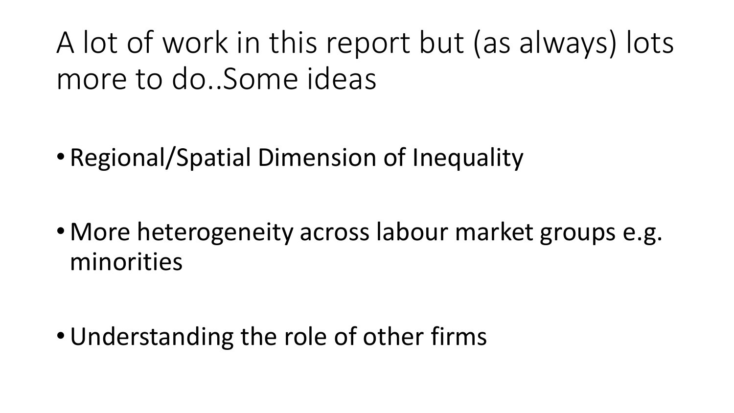# A lot of work in this report but (as always) lots more to do..Some ideas

- Regional/Spatial Dimension of Inequality
- More heterogeneity across labour market groups e.g. minorities
- Understanding the role of other firms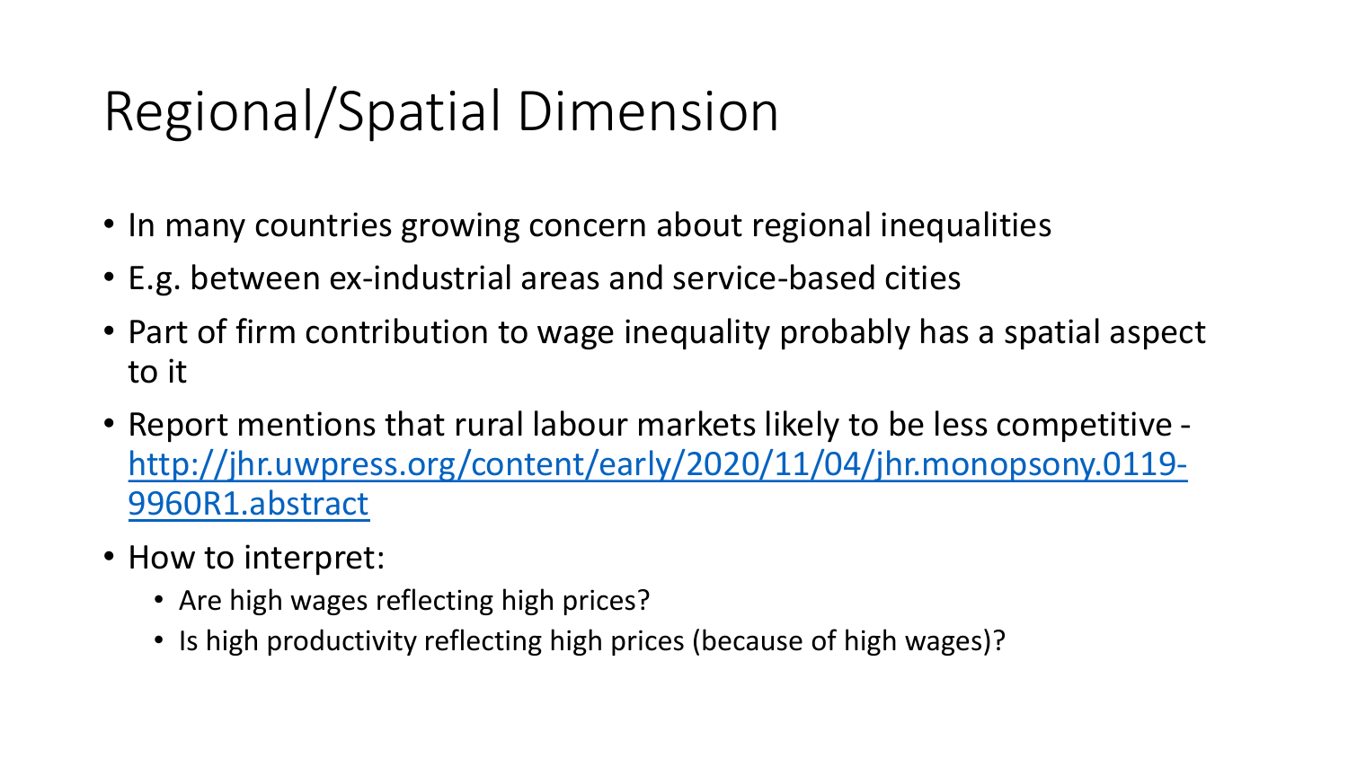# Regional/Spatial Dimension

- In many countries growing concern about regional inequalities
- E.g. between ex-industrial areas and service-based cities
- Part of firm contribution to wage inequality probably has a spatial aspect to it
- Report mentions that rural labour markets likely to be less competitive - [http://jhr.uwpress.org/content/early/2020/11/04/jhr.monopsony.0119-9960R1.abstract](http://jhr.uwpress.org/content/early/2020/11/04/jhr.monopsony.0119-9960R1.abstract)
- How to interpret:
  - Are high wages reflecting high prices?
  - Is high productivity reflecting high prices (because of high wages)?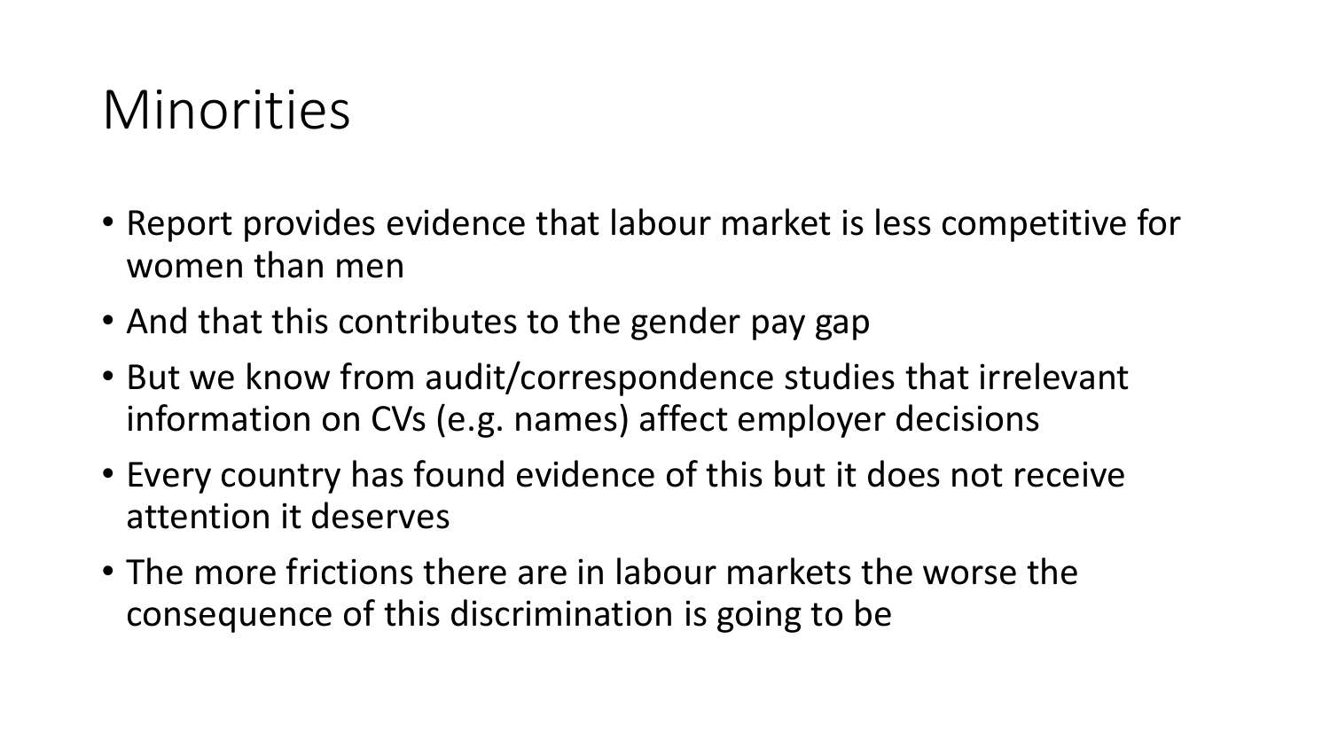# Minorities

- Report provides evidence that labour market is less competitive for women than men
- And that this contributes to the gender pay gap
- But we know from audit/correspondence studies that irrelevant information on CVs (e.g. names) affect employer decisions
- Every country has found evidence of this but it does not receive attention it deserves
- The more frictions there are in labour markets the worse the consequence of this discrimination is going to be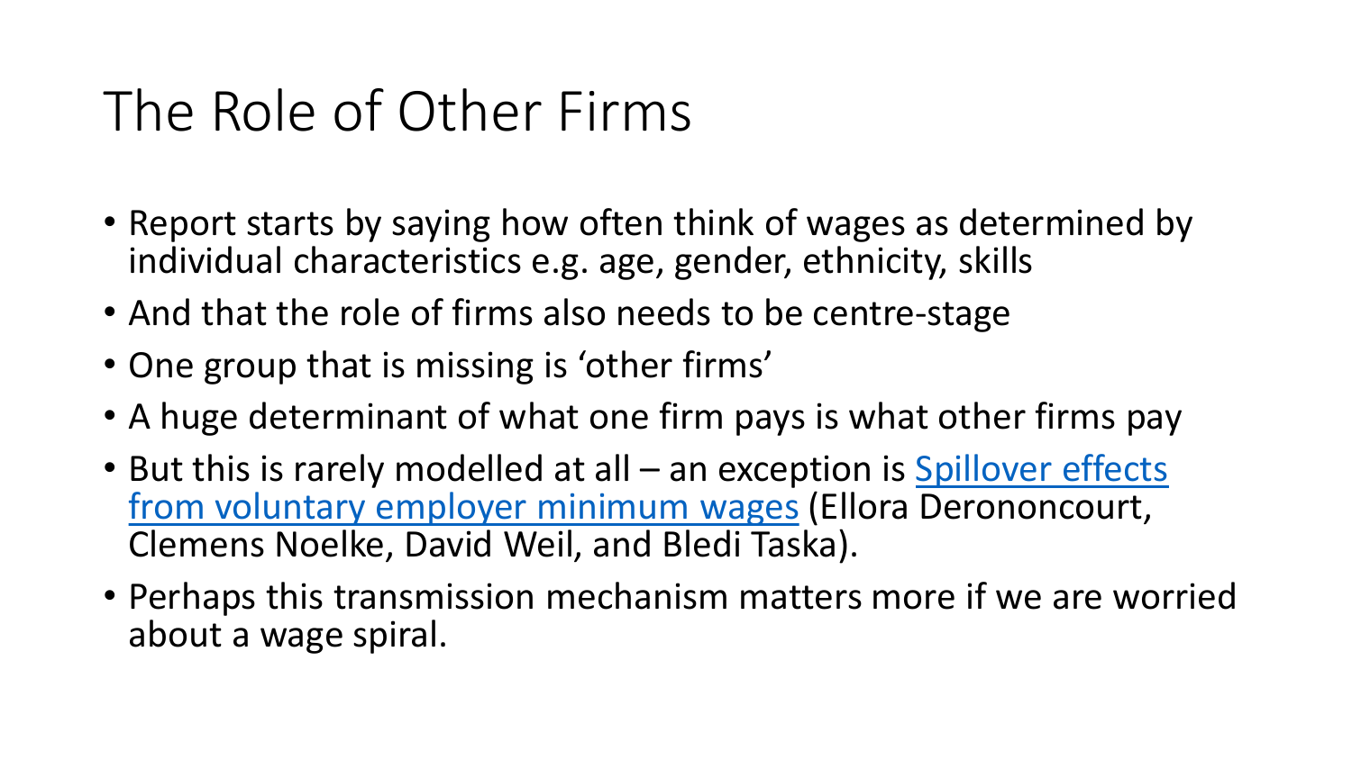# The Role of Other Firms

- Report starts by saying how often think of wages as determined by individual characteristics e.g. age, gender, ethnicity, skills
- And that the role of firms also needs to be centre-stage
- One group that is missing is 'other firms'
- A huge determinant of what one firm pays is what other firms pay
- But this is rarely modelled at all – an exception is Spillover effects from voluntary employer minimum wages (Ellora Derononcourt, Clemens Noelke, David Weil, and Bledi Taska).
- Perhaps this transmission mechanism matters more if we are worried about a wage spiral.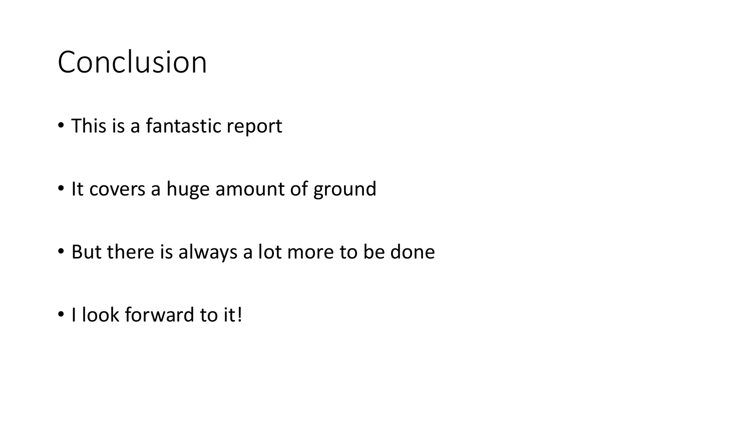# Conclusion

- This is a fantastic report
- It covers a huge amount of ground
- But there is always a lot more to be done
- I look forward to it!